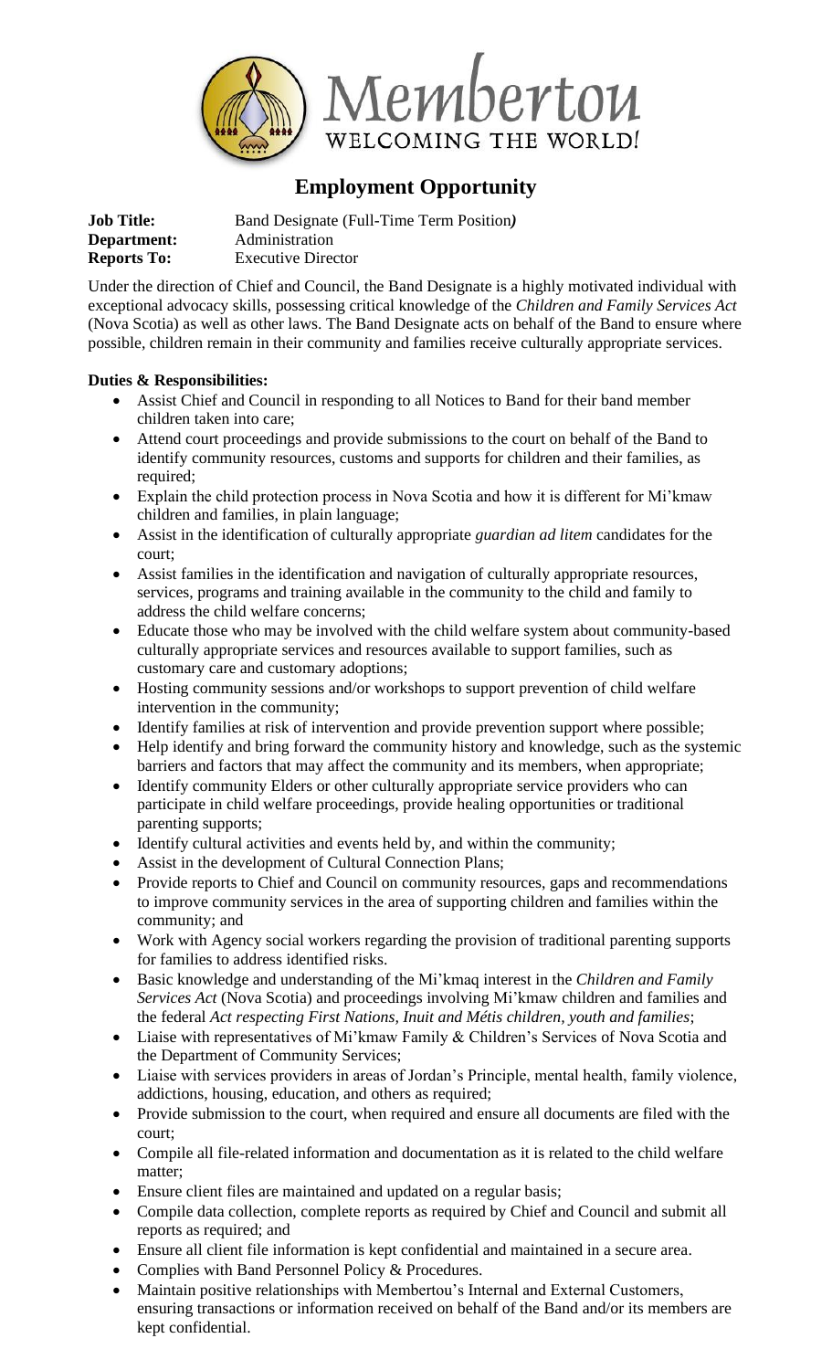Membertou

WELCOMING THE WORLD!

# Employment Opportunity

**Job Title:** Band Designate (Full-Time Term Position*)*
**Department:** Administration
**Reports To:** Executive Director

Under the direction of Chief and Council, the Band Designate is a highly motivated individual with exceptional advocacy skills, possessing critical knowledge of the *Children and Family Services Act* (Nova Scotia) as well as other laws. The Band Designate acts on behalf of the Band to ensure where possible, children remain in their community and families receive culturally appropriate services.

**Duties & Responsibilities:**

- Assist Chief and Council in responding to all Notices to Band for their band member children taken into care;
- Attend court proceedings and provide submissions to the court on behalf of the Band to identify community resources, customs and supports for children and their families, as required;
- Explain the child protection process in Nova Scotia and how it is different for Mi'kmaw children and families, in plain language;
- Assist in the identification of culturally appropriate *guardian ad litem* candidates for the court;
- Assist families in the identification and navigation of culturally appropriate resources, services, programs and training available in the community to the child and family to address the child welfare concerns;
- Educate those who may be involved with the child welfare system about community-based culturally appropriate services and resources available to support families, such as customary care and customary adoptions;
- Hosting community sessions and/or workshops to support prevention of child welfare intervention in the community;
- Identify families at risk of intervention and provide prevention support where possible;
- Help identify and bring forward the community history and knowledge, such as the systemic barriers and factors that may affect the community and its members, when appropriate;
- Identify community Elders or other culturally appropriate service providers who can participate in child welfare proceedings, provide healing opportunities or traditional parenting supports;
- Identify cultural activities and events held by, and within the community;
- Assist in the development of Cultural Connection Plans;
- Provide reports to Chief and Council on community resources, gaps and recommendations to improve community services in the area of supporting children and families within the community; and
- Work with Agency social workers regarding the provision of traditional parenting supports for families to address identified risks.
- Basic knowledge and understanding of the Mi'kmaq interest in the *Children and Family Services Act* (Nova Scotia) and proceedings involving Mi'kmaw children and families and the federal *Act respecting First Nations, Inuit and Métis children, youth and families*;
- Liaise with representatives of Mi'kmaw Family & Children's Services of Nova Scotia and the Department of Community Services;
- Liaise with services providers in areas of Jordan's Principle, mental health, family violence, addictions, housing, education, and others as required;
- Provide submission to the court, when required and ensure all documents are filed with the court;
- Compile all file-related information and documentation as it is related to the child welfare matter;
- Ensure client files are maintained and updated on a regular basis;
- Compile data collection, complete reports as required by Chief and Council and submit all reports as required; and
- Ensure all client file information is kept confidential and maintained in a secure area.
- Complies with Band Personnel Policy & Procedures.
- Maintain positive relationships with Membertou's Internal and External Customers, ensuring transactions or information received on behalf of the Band and/or its members are kept confidential.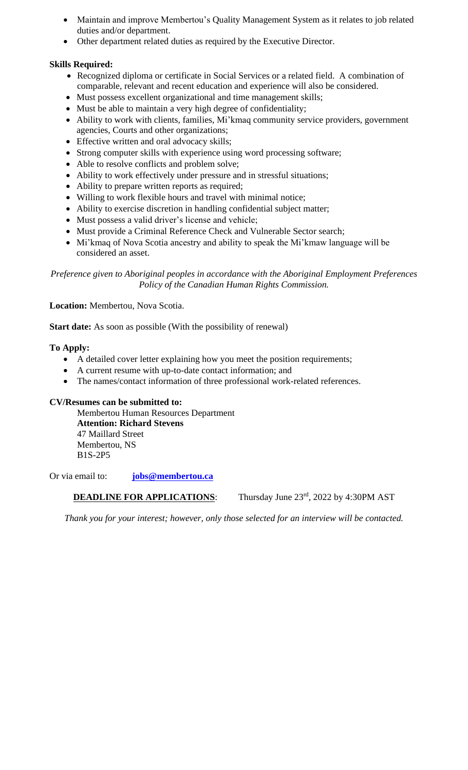- Maintain and improve Membertou's Quality Management System as it relates to job related duties and/or department.
- Other department related duties as required by the Executive Director.

**Skills Required:**

- Recognized diploma or certificate in Social Services or a related field. A combination of comparable, relevant and recent education and experience will also be considered.
- Must possess excellent organizational and time management skills;
- Must be able to maintain a very high degree of confidentiality;
- Ability to work with clients, families, Mi'kmaq community service providers, government agencies, Courts and other organizations;
- Effective written and oral advocacy skills;
- Strong computer skills with experience using word processing software;
- Able to resolve conflicts and problem solve;
- Ability to work effectively under pressure and in stressful situations;
- Ability to prepare written reports as required;
- Willing to work flexible hours and travel with minimal notice;
- Ability to exercise discretion in handling confidential subject matter;
- Must possess a valid driver's license and vehicle;
- Must provide a Criminal Reference Check and Vulnerable Sector search;
- Mi'kmaq of Nova Scotia ancestry and ability to speak the Mi'kmaw language will be considered an asset.

*Preference given to Aboriginal peoples in accordance with the Aboriginal Employment Preferences Policy of the Canadian Human Rights Commission.*

**Location:** Membertou, Nova Scotia.

**Start date:** As soon as possible (With the possibility of renewal)

**To Apply:**

- A detailed cover letter explaining how you meet the position requirements;
- A current resume with up-to-date contact information; and
- The names/contact information of three professional work-related references.

**CV/Resumes can be submitted to:**

Membertou Human Resources Department
**Attention: Richard Stevens**
47 Maillard Street
Membertou, NS
B1S-2P5

Or via email to: **jobs@membertou.ca**

**DEADLINE FOR APPLICATIONS**: Thursday June 23rd, 2022 by 4:30PM AST

*Thank you for your interest; however, only those selected for an interview will be contacted.*